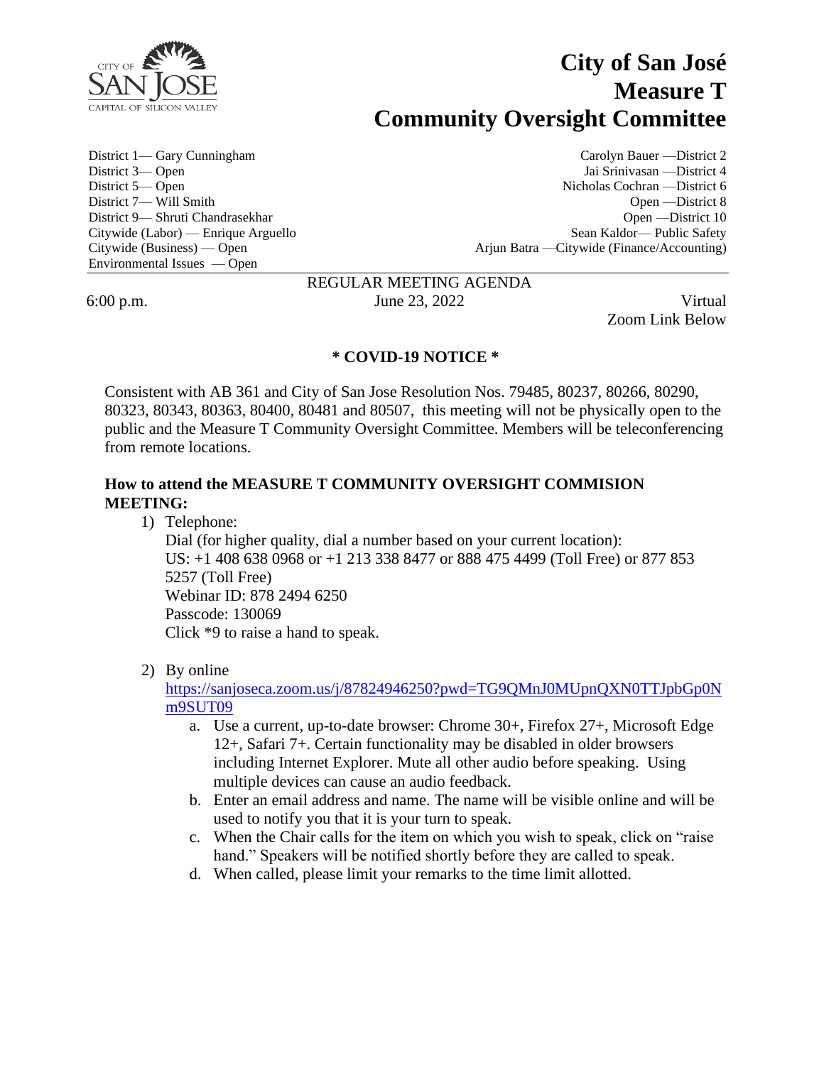# City of San José Measure T Community Oversight Committee

District 1— Gary Cunningham
Carolyn Bauer —District 2
District 3— Open
Jai Srinivasan —District 4
District 5— Open
Nicholas Cochran —District 6
District 7— Will Smith
Open —District 8
District 9— Shruti Chandrasekhar
Open —District 10
Citywide (Labor) — Enrique Arguello
Sean Kaldor— Public Safety
Citywide (Business) — Open
Arjun Batra —Citywide (Finance/Accounting)
Environmental Issues — Open

---

REGULAR MEETING AGENDA

6:00 p.m. June 23, 2022 Virtual
Zoom Link Below

**\* COVID-19 NOTICE \***

Consistent with AB 361 and City of San Jose Resolution Nos. 79485, 80237, 80266, 80290, 80323, 80343, 80363, 80400, 80481 and 80507, this meeting will not be physically open to the public and the Measure T Community Oversight Committee. Members will be teleconferencing from remote locations.

**How to attend the MEASURE T COMMUNITY OVERSIGHT COMMISION MEETING:**

1) Telephone:
   Dial (for higher quality, dial a number based on your current location):
   US: +1 408 638 0968 or +1 213 338 8477 or 888 475 4499 (Toll Free) or 877 853 5257 (Toll Free)
   Webinar ID: 878 2494 6250
   Passcode: 130069
   Click *9 to raise a hand to speak.

2) By online
   https://sanjoseca.zoom.us/j/87824946250?pwd=TG9QMnJ0MUpnQXN0TTJpbGp0Nm9SUT09
   a. Use a current, up-to-date browser: Chrome 30+, Firefox 27+, Microsoft Edge 12+, Safari 7+. Certain functionality may be disabled in older browsers including Internet Explorer. Mute all other audio before speaking. Using multiple devices can cause an audio feedback.
   b. Enter an email address and name. The name will be visible online and will be used to notify you that it is your turn to speak.
   c. When the Chair calls for the item on which you wish to speak, click on "raise hand." Speakers will be notified shortly before they are called to speak.
   d. When called, please limit your remarks to the time limit allotted.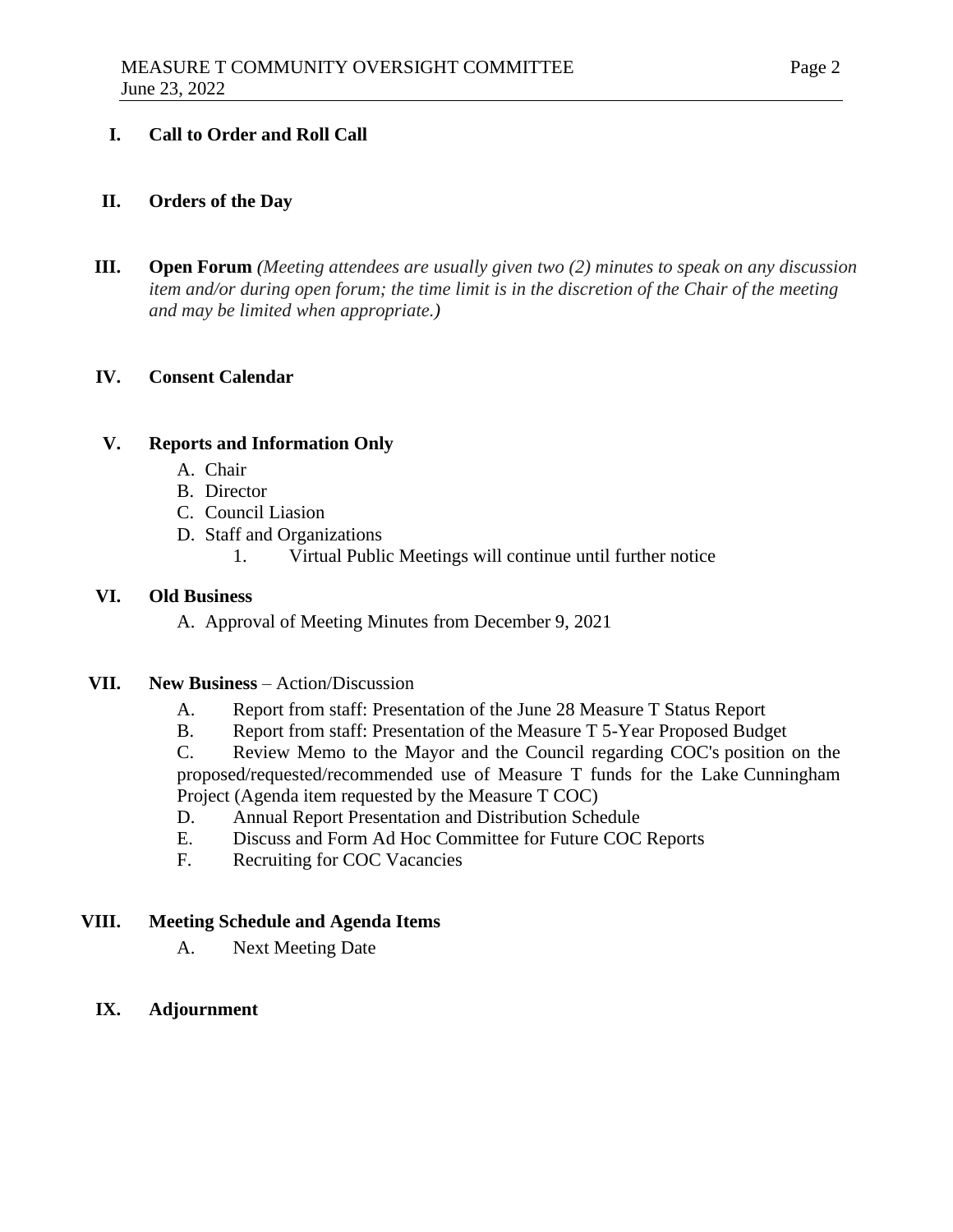## I. Call to Order and Roll Call

## II. Orders of the Day

## III. Open Forum *(Meeting attendees are usually given two (2) minutes to speak on any discussion item and/or during open forum; the time limit is in the discretion of the Chair of the meeting and may be limited when appropriate.)*

## IV. Consent Calendar

## V. Reports and Information Only

A. Chair
B. Director
C. Council Liasion
D. Staff and Organizations
   1. Virtual Public Meetings will continue until further notice

## VI. Old Business

A. Approval of Meeting Minutes from December 9, 2021

## VII. New Business – Action/Discussion

A. Report from staff: Presentation of the June 28 Measure T Status Report
B. Report from staff: Presentation of the Measure T 5-Year Proposed Budget
C. Review Memo to the Mayor and the Council regarding COC's position on the proposed/requested/recommended use of Measure T funds for the Lake Cunningham Project (Agenda item requested by the Measure T COC)
D. Annual Report Presentation and Distribution Schedule
E. Discuss and Form Ad Hoc Committee for Future COC Reports
F. Recruiting for COC Vacancies

## VIII. Meeting Schedule and Agenda Items

A. Next Meeting Date

## IX. Adjournment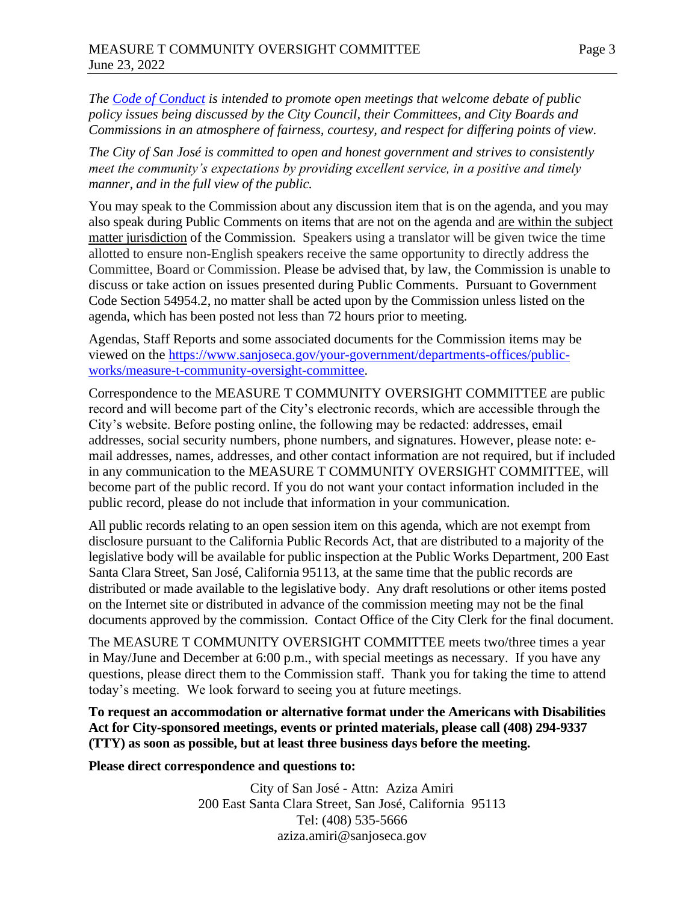*The [Code of Conduct](#) is intended to promote open meetings that welcome debate of public policy issues being discussed by the City Council, their Committees, and City Boards and Commissions in an atmosphere of fairness, courtesy, and respect for differing points of view.*

*The City of San José is committed to open and honest government and strives to consistently meet the community's expectations by providing excellent service, in a positive and timely manner, and in the full view of the public.*

You may speak to the Commission about any discussion item that is on the agenda, and you may also speak during Public Comments on items that are not on the agenda and are within the subject matter jurisdiction of the Commission. Speakers using a translator will be given twice the time allotted to ensure non-English speakers receive the same opportunity to directly address the Committee, Board or Commission. Please be advised that, by law, the Commission is unable to discuss or take action on issues presented during Public Comments. Pursuant to Government Code Section 54954.2, no matter shall be acted upon by the Commission unless listed on the agenda, which has been posted not less than 72 hours prior to meeting.

Agendas, Staff Reports and some associated documents for the Commission items may be viewed on the [https://www.sanjoseca.gov/your-government/departments-offices/public-works/measure-t-community-oversight-committee](https://www.sanjoseca.gov/your-government/departments-offices/public-works/measure-t-community-oversight-committee).

Correspondence to the MEASURE T COMMUNITY OVERSIGHT COMMITTEE are public record and will become part of the City's electronic records, which are accessible through the City's website. Before posting online, the following may be redacted: addresses, email addresses, social security numbers, phone numbers, and signatures. However, please note: e-mail addresses, names, addresses, and other contact information are not required, but if included in any communication to the MEASURE T COMMUNITY OVERSIGHT COMMITTEE, will become part of the public record. If you do not want your contact information included in the public record, please do not include that information in your communication.

All public records relating to an open session item on this agenda, which are not exempt from disclosure pursuant to the California Public Records Act, that are distributed to a majority of the legislative body will be available for public inspection at the Public Works Department, 200 East Santa Clara Street, San José, California 95113, at the same time that the public records are distributed or made available to the legislative body. Any draft resolutions or other items posted on the Internet site or distributed in advance of the commission meeting may not be the final documents approved by the commission. Contact Office of the City Clerk for the final document.

The MEASURE T COMMUNITY OVERSIGHT COMMITTEE meets two/three times a year in May/June and December at 6:00 p.m., with special meetings as necessary. If you have any questions, please direct them to the Commission staff. Thank you for taking the time to attend today's meeting. We look forward to seeing you at future meetings.

**To request an accommodation or alternative format under the Americans with Disabilities Act for City-sponsored meetings, events or printed materials, please call (408) 294-9337 (TTY) as soon as possible, but at least three business days before the meeting.**

**Please direct correspondence and questions to:**

City of San José - Attn: Aziza Amiri
200 East Santa Clara Street, San José, California 95113
Tel: (408) 535-5666
aziza.amiri@sanjoseca.gov